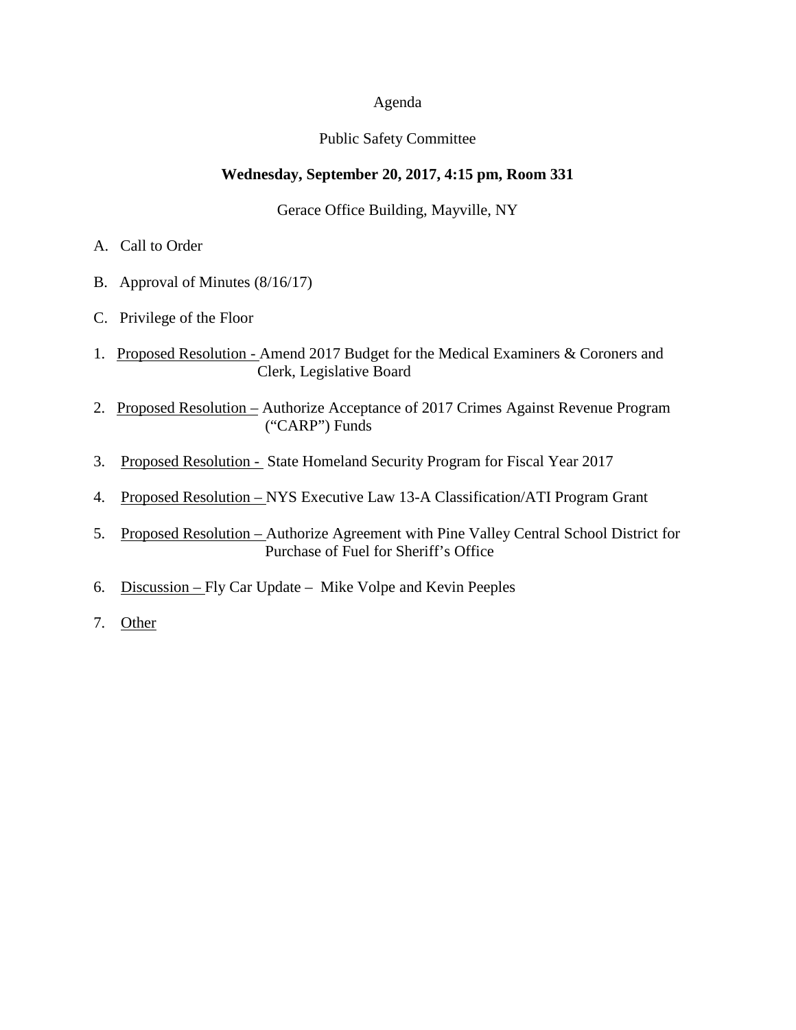Agenda

Public Safety Committee

**Wednesday, September 20, 2017, 4:15 pm, Room 331**

Gerace Office Building, Mayville, NY

A. Call to Order

B. Approval of Minutes (8/16/17)

C. Privilege of the Floor

1. Proposed Resolution - Amend 2017 Budget for the Medical Examiners & Coroners and Clerk, Legislative Board

2. Proposed Resolution – Authorize Acceptance of 2017 Crimes Against Revenue Program ("CARP") Funds

3. Proposed Resolution - State Homeland Security Program for Fiscal Year 2017

4. Proposed Resolution – NYS Executive Law 13-A Classification/ATI Program Grant

5. Proposed Resolution – Authorize Agreement with Pine Valley Central School District for Purchase of Fuel for Sheriff's Office

6. Discussion – Fly Car Update – Mike Volpe and Kevin Peeples

7. Other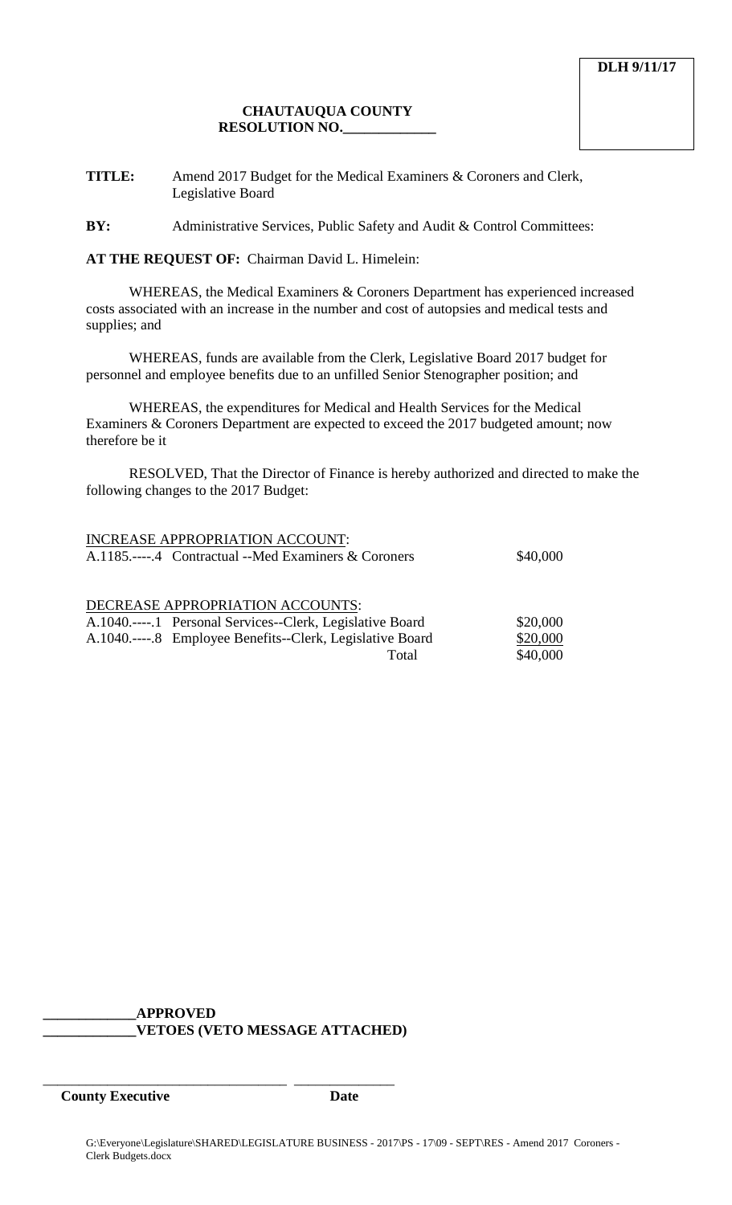**DLH 9/11/17**

**CHAUTAUQUA COUNTY**
**RESOLUTION NO.\_\_\_\_\_\_\_\_\_\_\_\_\_**

**TITLE:** Amend 2017 Budget for the Medical Examiners & Coroners and Clerk, Legislative Board

**BY:** Administrative Services, Public Safety and Audit & Control Committees:

**AT THE REQUEST OF:** Chairman David L. Himelein:

WHEREAS, the Medical Examiners & Coroners Department has experienced increased costs associated with an increase in the number and cost of autopsies and medical tests and supplies; and

WHEREAS, funds are available from the Clerk, Legislative Board 2017 budget for personnel and employee benefits due to an unfilled Senior Stenographer position; and

WHEREAS, the expenditures for Medical and Health Services for the Medical Examiners & Coroners Department are expected to exceed the 2017 budgeted amount; now therefore be it

RESOLVED, That the Director of Finance is hereby authorized and directed to make the following changes to the 2017 Budget:

INCREASE APPROPRIATION ACCOUNT:

| | |
|---|---|
| A.1185.----.4 Contractual --Med Examiners & Coroners | $40,000 |

DECREASE APPROPRIATION ACCOUNTS:

| | |
|---|---|
| A.1040.----.1 Personal Services--Clerk, Legislative Board | $20,000 |
| A.1040.----.8 Employee Benefits--Clerk, Legislative Board | $20,000 |
| Total | $40,000 |

\_\_\_\_\_\_\_\_\_\_\_\_\_**APPROVED**
\_\_\_\_\_\_\_\_\_\_\_\_\_**VETOES (VETO MESSAGE ATTACHED)**

\_\_\_\_\_\_\_\_\_\_\_\_\_\_\_\_\_\_\_\_\_\_\_\_\_\_\_\_\_\_\_\_\_\_ \_\_\_\_\_\_\_\_\_\_\_\_\_\_
**County Executive** **Date**

G:\Everyone\Legislature\SHARED\LEGISLATURE BUSINESS - 2017\PS - 17\09 - SEPT\RES - Amend 2017 Coroners - Clerk Budgets.docx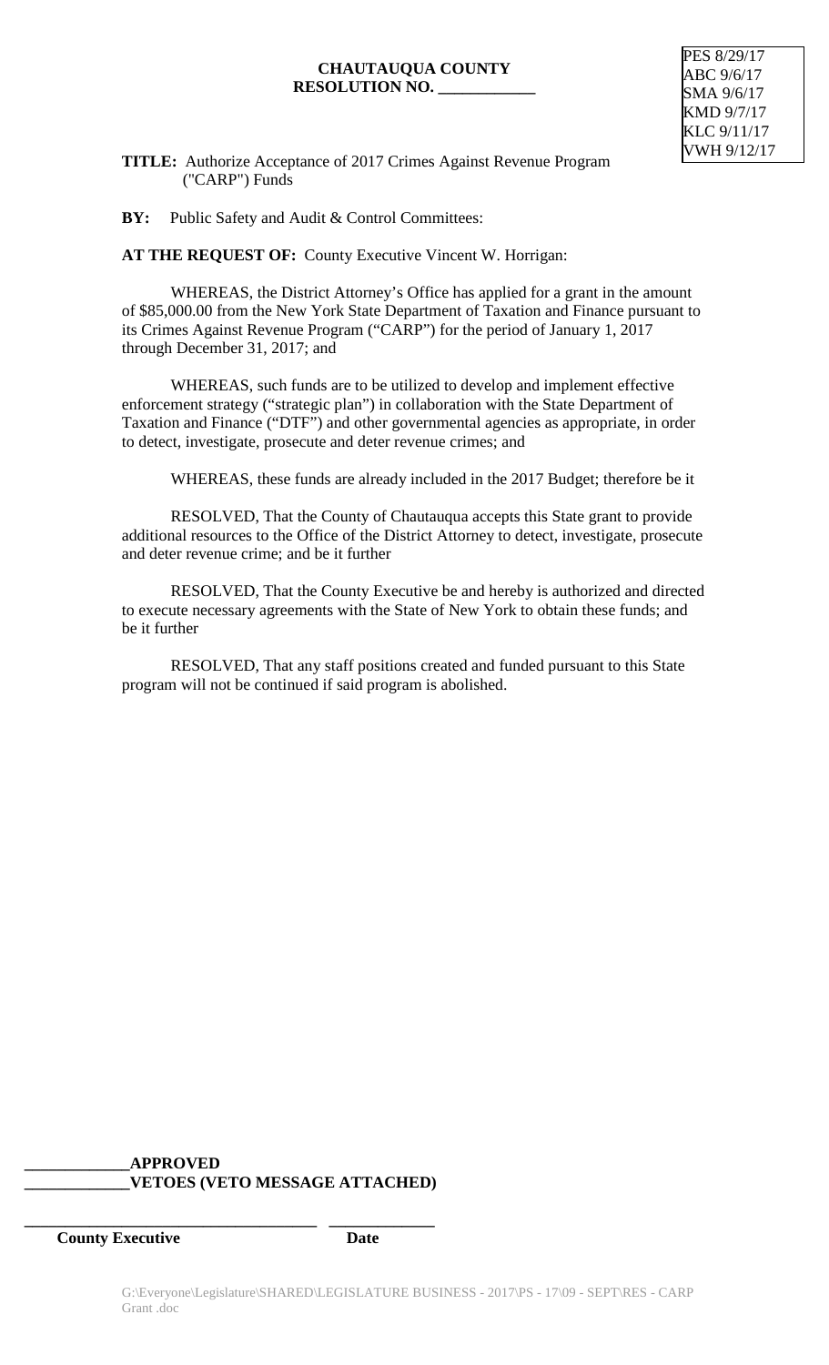**CHAUTAUQUA COUNTY**
**RESOLUTION NO. ____________**

PES 8/29/17
ABC 9/6/17
SMA 9/6/17
KMD 9/7/17
KLC 9/11/17
VWH 9/12/17

**TITLE:** Authorize Acceptance of 2017 Crimes Against Revenue Program ("CARP") Funds

**BY:** Public Safety and Audit & Control Committees:

**AT THE REQUEST OF:** County Executive Vincent W. Horrigan:

WHEREAS, the District Attorney's Office has applied for a grant in the amount of $85,000.00 from the New York State Department of Taxation and Finance pursuant to its Crimes Against Revenue Program ("CARP") for the period of January 1, 2017 through December 31, 2017; and

WHEREAS, such funds are to be utilized to develop and implement effective enforcement strategy ("strategic plan") in collaboration with the State Department of Taxation and Finance ("DTF") and other governmental agencies as appropriate, in order to detect, investigate, prosecute and deter revenue crimes; and

WHEREAS, these funds are already included in the 2017 Budget; therefore be it

RESOLVED, That the County of Chautauqua accepts this State grant to provide additional resources to the Office of the District Attorney to detect, investigate, prosecute and deter revenue crime; and be it further

RESOLVED, That the County Executive be and hereby is authorized and directed to execute necessary agreements with the State of New York to obtain these funds; and be it further

RESOLVED, That any staff positions created and funded pursuant to this State program will not be continued if said program is abolished.

**_____________APPROVED**
**_____________VETOES (VETO MESSAGE ATTACHED)**

_____________________________________ _____________
**County Executive** **Date**

G:\Everyone\Legislature\SHARED\LEGISLATURE BUSINESS - 2017\PS - 17\09 - SEPT\RES - CARP Grant .doc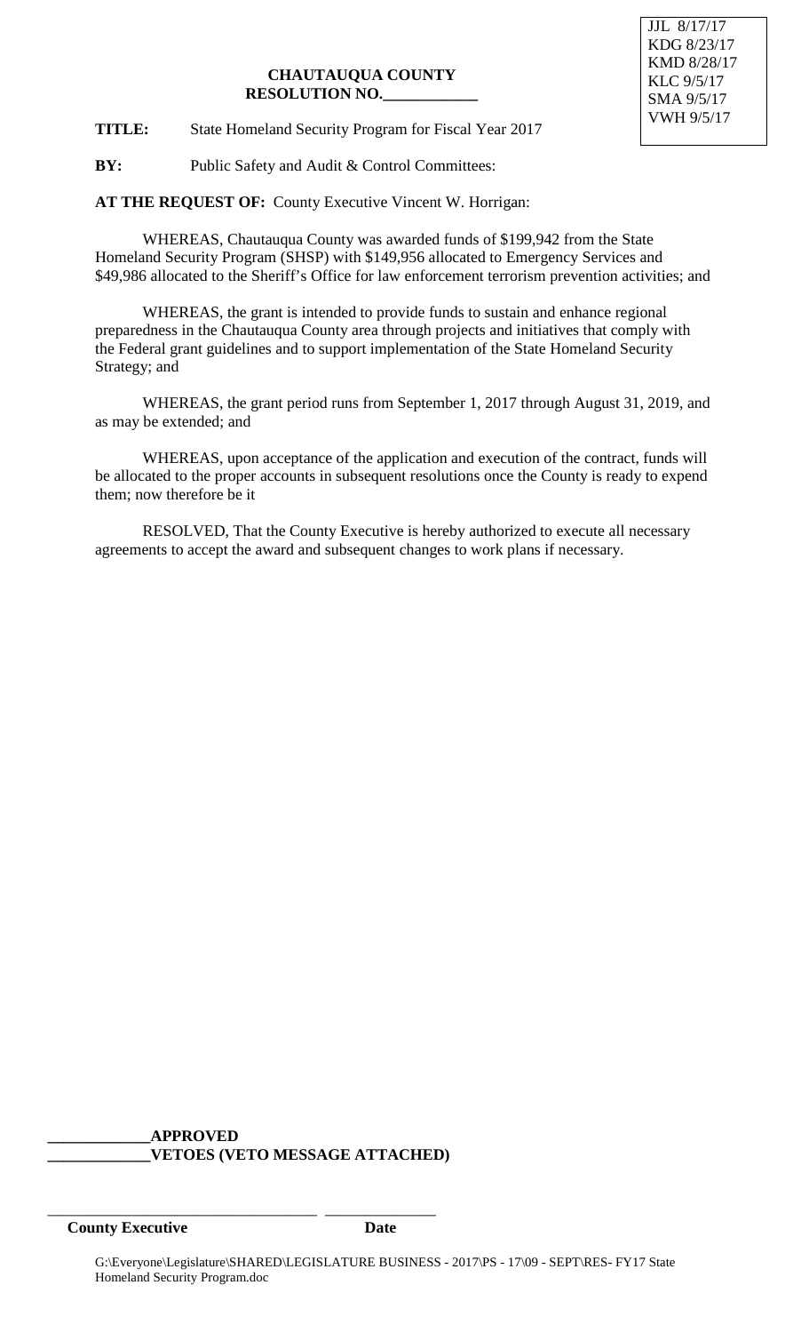JJL 8/17/17
KDG 8/23/17
KMD 8/28/17
KLC 9/5/17
SMA 9/5/17
VWH 9/5/17

**CHAUTAUQUA COUNTY**
**RESOLUTION NO.____________**

**TITLE:** State Homeland Security Program for Fiscal Year 2017

**BY:** Public Safety and Audit & Control Committees:

**AT THE REQUEST OF:** County Executive Vincent W. Horrigan:

WHEREAS, Chautauqua County was awarded funds of $199,942 from the State Homeland Security Program (SHSP) with $149,956 allocated to Emergency Services and $49,986 allocated to the Sheriff's Office for law enforcement terrorism prevention activities; and

WHEREAS, the grant is intended to provide funds to sustain and enhance regional preparedness in the Chautauqua County area through projects and initiatives that comply with the Federal grant guidelines and to support implementation of the State Homeland Security Strategy; and

WHEREAS, the grant period runs from September 1, 2017 through August 31, 2019, and as may be extended; and

WHEREAS, upon acceptance of the application and execution of the contract, funds will be allocated to the proper accounts in subsequent resolutions once the County is ready to expend them; now therefore be it

RESOLVED, That the County Executive is hereby authorized to execute all necessary agreements to accept the award and subsequent changes to work plans if necessary.

**_____________APPROVED**
**_____________VETOES (VETO MESSAGE ATTACHED)**

___________________________________ _______________
**County Executive** **Date**

G:\Everyone\Legislature\SHARED\LEGISLATURE BUSINESS - 2017\PS - 17\09 - SEPT\RES- FY17 State Homeland Security Program.doc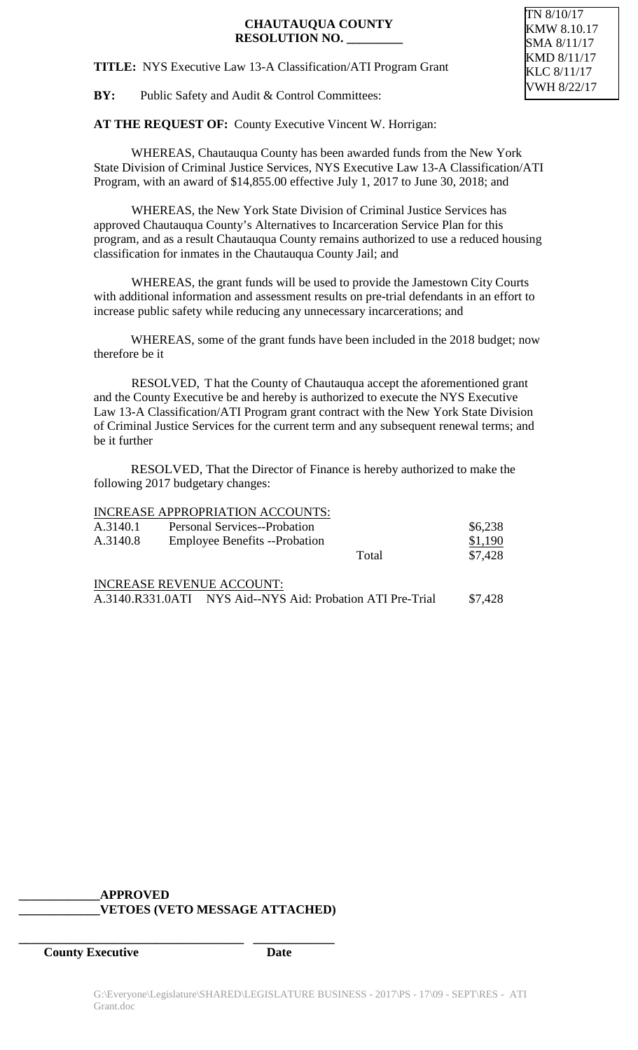**CHAUTAUQUA COUNTY**
**RESOLUTION NO. \_\_\_\_\_\_\_\_\_**

TN 8/10/17
KMW 8.10.17
SMA 8/11/17
KMD 8/11/17
KLC 8/11/17
VWH 8/22/17

**TITLE:** NYS Executive Law 13-A Classification/ATI Program Grant

**BY:** Public Safety and Audit & Control Committees:

**AT THE REQUEST OF:** County Executive Vincent W. Horrigan:

WHEREAS, Chautauqua County has been awarded funds from the New York State Division of Criminal Justice Services, NYS Executive Law 13-A Classification/ATI Program, with an award of $14,855.00 effective July 1, 2017 to June 30, 2018; and

WHEREAS, the New York State Division of Criminal Justice Services has approved Chautauqua County's Alternatives to Incarceration Service Plan for this program, and as a result Chautauqua County remains authorized to use a reduced housing classification for inmates in the Chautauqua County Jail; and

WHEREAS, the grant funds will be used to provide the Jamestown City Courts with additional information and assessment results on pre-trial defendants in an effort to increase public safety while reducing any unnecessary incarcerations; and

WHEREAS, some of the grant funds have been included in the 2018 budget; now therefore be it

RESOLVED, That the County of Chautauqua accept the aforementioned grant and the County Executive be and hereby is authorized to execute the NYS Executive Law 13-A Classification/ATI Program grant contract with the New York State Division of Criminal Justice Services for the current term and any subsequent renewal terms; and be it further

RESOLVED, That the Director of Finance is hereby authorized to make the following 2017 budgetary changes:

<u>INCREASE APPROPRIATION ACCOUNTS:</u>

| | | | |
|---|---|---|---|
| A.3140.1 | Personal Services--Probation | | $6,238 |
| A.3140.8 | Employee Benefits --Probation | | $1,190 |
| | | Total | $7,428 |

<u>INCREASE REVENUE ACCOUNT:</u>

| | | |
|---|---|---|
| A.3140.R331.0ATI | NYS Aid--NYS Aid: Probation ATI Pre-Trial | $7,428 |

\_\_\_\_\_\_\_\_\_\_\_\_\_**APPROVED**
\_\_\_\_\_\_\_\_\_\_\_\_\_**VETOES (VETO MESSAGE ATTACHED)**

\_\_\_\_\_\_\_\_\_\_\_\_\_\_\_\_\_\_\_\_\_\_\_\_\_\_\_\_\_\_\_\_\_\_\_\_ \_\_\_\_\_\_\_\_\_\_\_\_\_
**County Executive** **Date**

G:\Everyone\Legislature\SHARED\LEGISLATURE BUSINESS - 2017\PS - 17\09 - SEPT\RES - ATI Grant.doc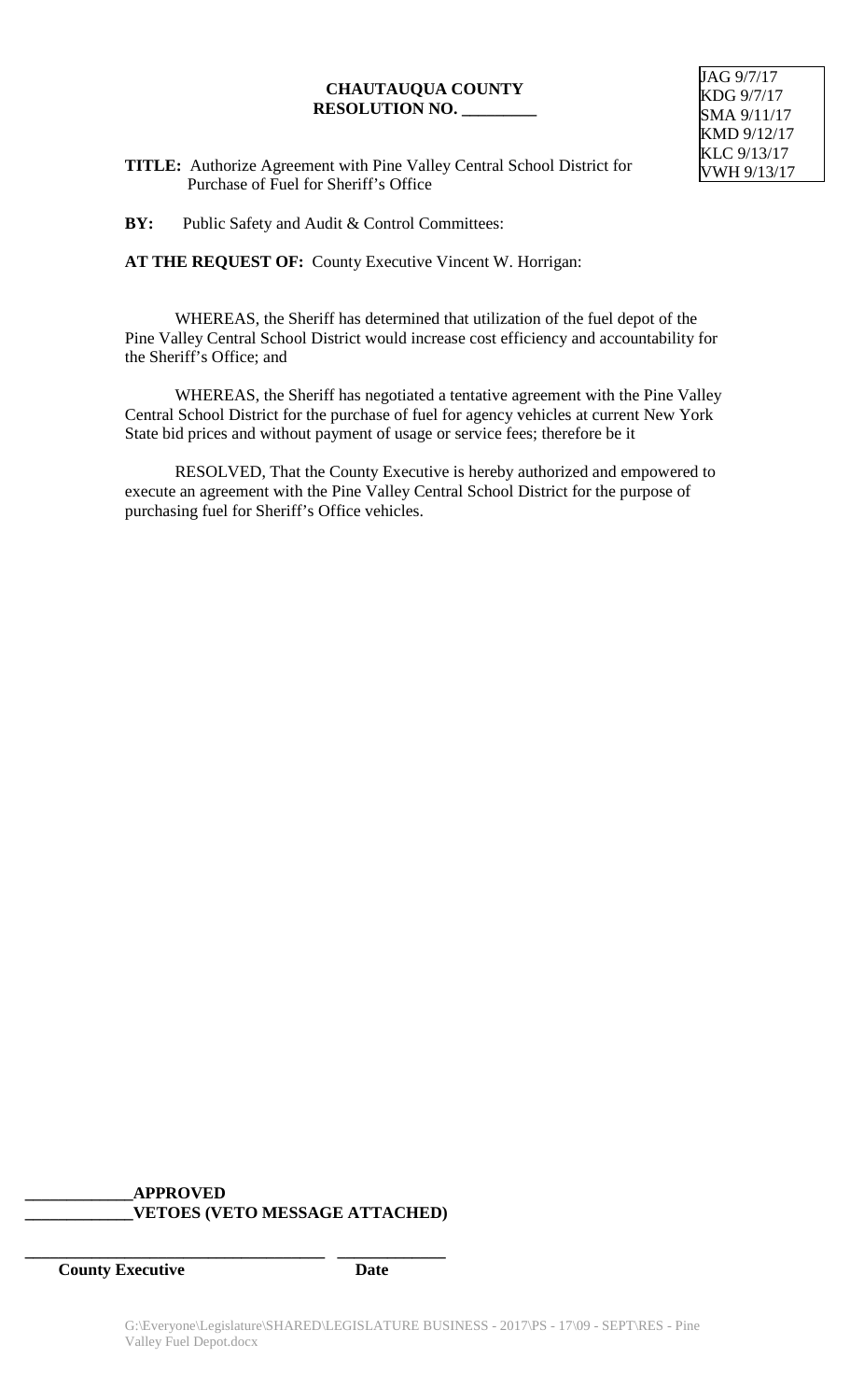**CHAUTAUQUA COUNTY**
**RESOLUTION NO. _________**

JAG 9/7/17
KDG 9/7/17
SMA 9/11/17
KMD 9/12/17
KLC 9/13/17
VWH 9/13/17

**TITLE:** Authorize Agreement with Pine Valley Central School District for Purchase of Fuel for Sheriff's Office

**BY:** Public Safety and Audit & Control Committees:

**AT THE REQUEST OF:** County Executive Vincent W. Horrigan:

WHEREAS, the Sheriff has determined that utilization of the fuel depot of the Pine Valley Central School District would increase cost efficiency and accountability for the Sheriff's Office; and

WHEREAS, the Sheriff has negotiated a tentative agreement with the Pine Valley Central School District for the purchase of fuel for agency vehicles at current New York State bid prices and without payment of usage or service fees; therefore be it

RESOLVED, That the County Executive is hereby authorized and empowered to execute an agreement with the Pine Valley Central School District for the purpose of purchasing fuel for Sheriff's Office vehicles.

_____________**APPROVED**
_____________**VETOES (VETO MESSAGE ATTACHED)**

_____________________________________ _____________
**County Executive** **Date**

G:\Everyone\Legislature\SHARED\LEGISLATURE BUSINESS - 2017\PS - 17\09 - SEPT\RES - Pine Valley Fuel Depot.docx